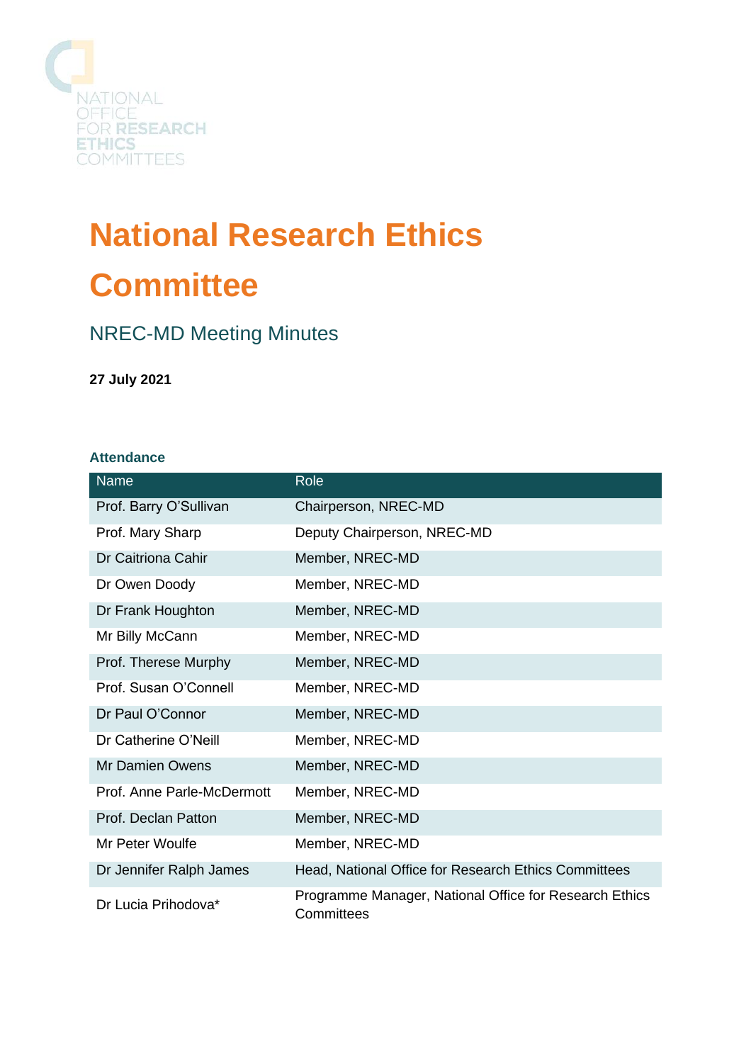NATIONAL OFFICE FOR RESEARCH ETHICS COMMITTEES

# National Research Ethics Committee

## NREC-MD Meeting Minutes

**27 July 2021**

### Attendance

| Name | Role |
| --- | --- |
| Prof. Barry O'Sullivan | Chairperson, NREC-MD |
| Prof. Mary Sharp | Deputy Chairperson, NREC-MD |
| Dr Caitriona Cahir | Member, NREC-MD |
| Dr Owen Doody | Member, NREC-MD |
| Dr Frank Houghton | Member, NREC-MD |
| Mr Billy McCann | Member, NREC-MD |
| Prof. Therese Murphy | Member, NREC-MD |
| Prof. Susan O'Connell | Member, NREC-MD |
| Dr Paul O'Connor | Member, NREC-MD |
| Dr Catherine O'Neill | Member, NREC-MD |
| Mr Damien Owens | Member, NREC-MD |
| Prof. Anne Parle-McDermott | Member, NREC-MD |
| Prof. Declan Patton | Member, NREC-MD |
| Mr Peter Woulfe | Member, NREC-MD |
| Dr Jennifer Ralph James | Head, National Office for Research Ethics Committees |
| Dr Lucia Prihodova* | Programme Manager, National Office for Research Ethics Committees |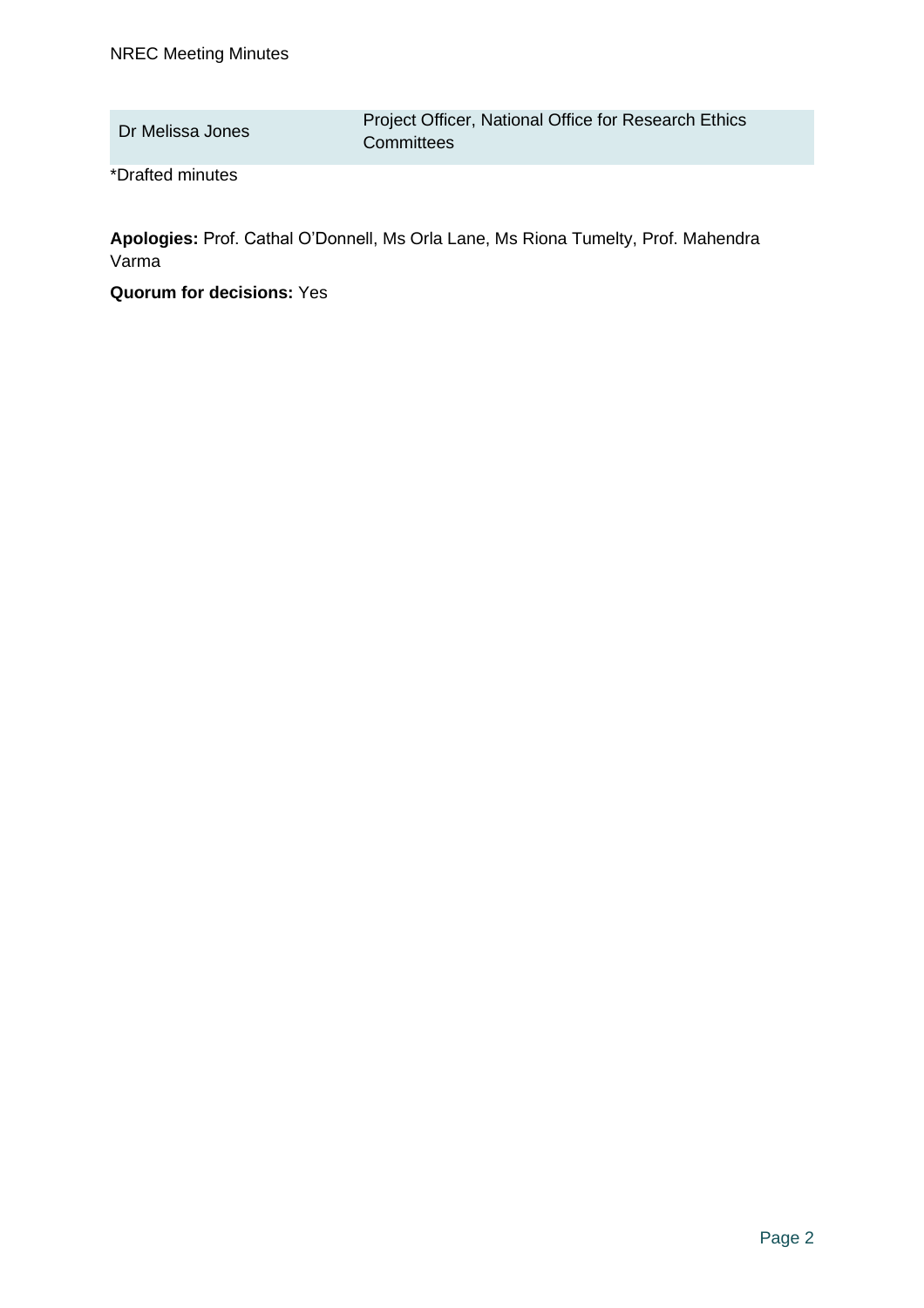| Dr Melissa Jones | Project Officer, National Office for Research Ethics Committees |
|---|---|

*Drafted minutes

**Apologies:** Prof. Cathal O'Donnell, Ms Orla Lane, Ms Riona Tumelty, Prof. Mahendra Varma

**Quorum for decisions:** Yes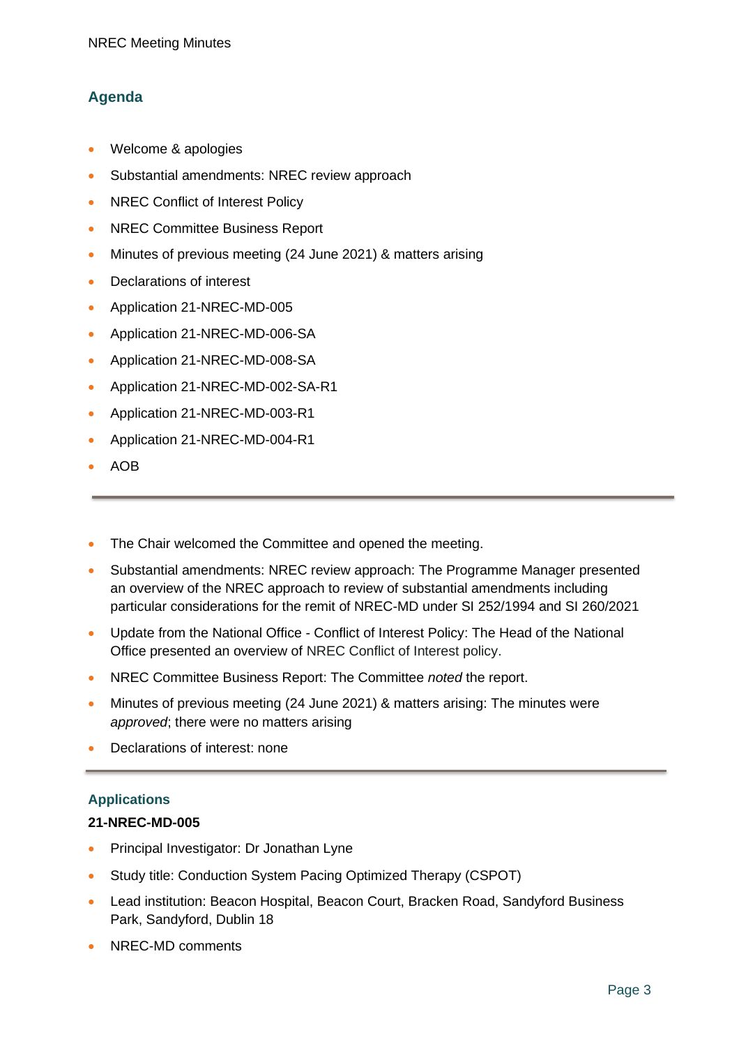## Agenda

- Welcome & apologies
- Substantial amendments: NREC review approach
- NREC Conflict of Interest Policy
- NREC Committee Business Report
- Minutes of previous meeting (24 June 2021) & matters arising
- Declarations of interest
- Application 21-NREC-MD-005
- Application 21-NREC-MD-006-SA
- Application 21-NREC-MD-008-SA
- Application 21-NREC-MD-002-SA-R1
- Application 21-NREC-MD-003-R1
- Application 21-NREC-MD-004-R1
- AOB

---

- The Chair welcomed the Committee and opened the meeting.
- Substantial amendments: NREC review approach: The Programme Manager presented an overview of the NREC approach to review of substantial amendments including particular considerations for the remit of NREC-MD under SI 252/1994 and SI 260/2021
- Update from the National Office - Conflict of Interest Policy: The Head of the National Office presented an overview of NREC Conflict of Interest policy.
- NREC Committee Business Report: The Committee *noted* the report.
- Minutes of previous meeting (24 June 2021) & matters arising: The minutes were *approved*; there were no matters arising
- Declarations of interest: none

---

## Applications

**21-NREC-MD-005**

- Principal Investigator: Dr Jonathan Lyne
- Study title: Conduction System Pacing Optimized Therapy (CSPOT)
- Lead institution: Beacon Hospital, Beacon Court, Bracken Road, Sandyford Business Park, Sandyford, Dublin 18
- NREC-MD comments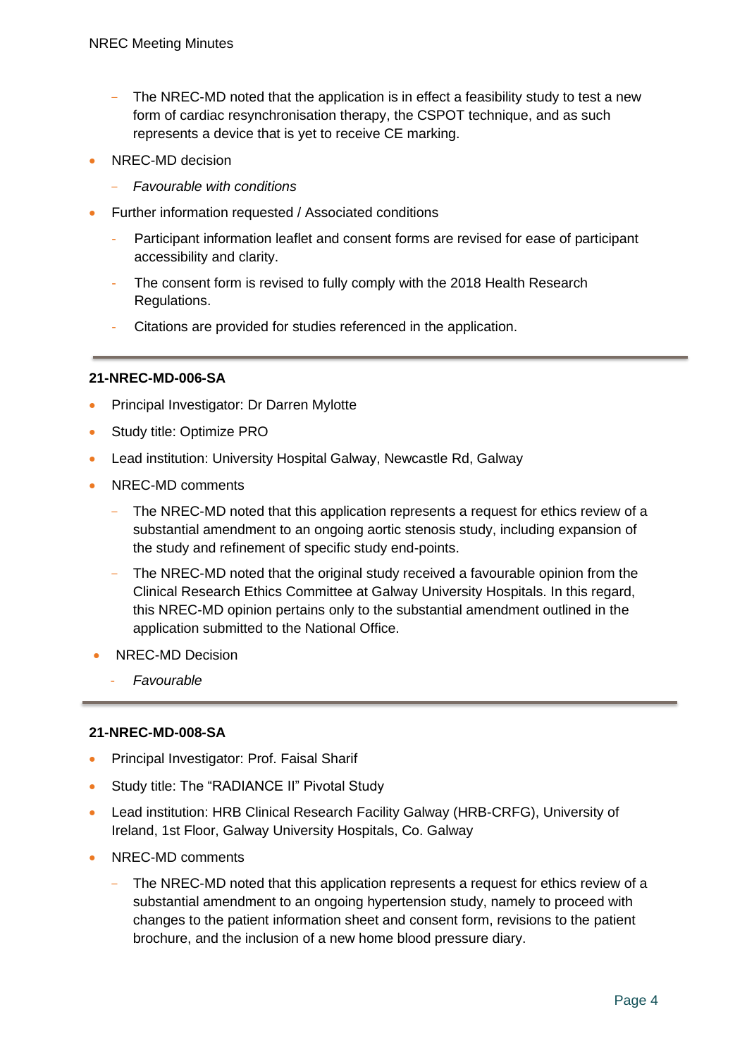- The NREC-MD noted that the application is in effect a feasibility study to test a new form of cardiac resynchronisation therapy, the CSPOT technique, and as such represents a device that is yet to receive CE marking.

- NREC-MD decision
  - *Favourable with conditions*
- Further information requested / Associated conditions
  - Participant information leaflet and consent forms are revised for ease of participant accessibility and clarity.
  - The consent form is revised to fully comply with the 2018 Health Research Regulations.
  - Citations are provided for studies referenced in the application.

---

**21-NREC-MD-006-SA**

- Principal Investigator: Dr Darren Mylotte
- Study title: Optimize PRO
- Lead institution: University Hospital Galway, Newcastle Rd, Galway
- NREC-MD comments
  - The NREC-MD noted that this application represents a request for ethics review of a substantial amendment to an ongoing aortic stenosis study, including expansion of the study and refinement of specific study end-points.
  - The NREC-MD noted that the original study received a favourable opinion from the Clinical Research Ethics Committee at Galway University Hospitals. In this regard, this NREC-MD opinion pertains only to the substantial amendment outlined in the application submitted to the National Office.
- NREC-MD Decision
  - *Favourable*

---

**21-NREC-MD-008-SA**

- Principal Investigator: Prof. Faisal Sharif
- Study title: The "RADIANCE II" Pivotal Study
- Lead institution: HRB Clinical Research Facility Galway (HRB-CRFG), University of Ireland, 1st Floor, Galway University Hospitals, Co. Galway
- NREC-MD comments
  - The NREC-MD noted that this application represents a request for ethics review of a substantial amendment to an ongoing hypertension study, namely to proceed with changes to the patient information sheet and consent form, revisions to the patient brochure, and the inclusion of a new home blood pressure diary.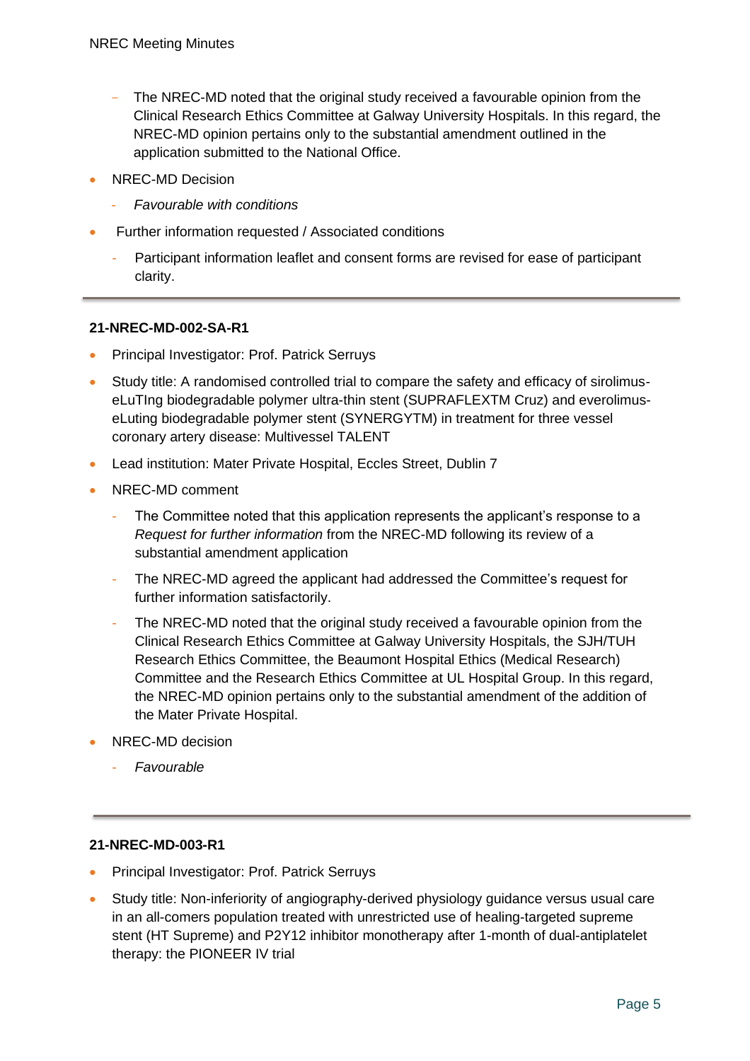- The NREC-MD noted that the original study received a favourable opinion from the Clinical Research Ethics Committee at Galway University Hospitals. In this regard, the NREC-MD opinion pertains only to the substantial amendment outlined in the application submitted to the National Office.

- NREC-MD Decision
  - *Favourable with conditions*
- Further information requested / Associated conditions
  - Participant information leaflet and consent forms are revised for ease of participant clarity.

---

**21-NREC-MD-002-SA-R1**

- Principal Investigator: Prof. Patrick Serruys
- Study title: A randomised controlled trial to compare the safety and efficacy of sirolimus-eLuTIng biodegradable polymer ultra-thin stent (SUPRAFLEXTM Cruz) and everolimus-eLuting biodegradable polymer stent (SYNERGYTM) in treatment for three vessel coronary artery disease: Multivessel TALENT
- Lead institution: Mater Private Hospital, Eccles Street, Dublin 7
- NREC-MD comment
  - The Committee noted that this application represents the applicant's response to a *Request for further information* from the NREC-MD following its review of a substantial amendment application
  - The NREC-MD agreed the applicant had addressed the Committee's request for further information satisfactorily.
  - The NREC-MD noted that the original study received a favourable opinion from the Clinical Research Ethics Committee at Galway University Hospitals, the SJH/TUH Research Ethics Committee, the Beaumont Hospital Ethics (Medical Research) Committee and the Research Ethics Committee at UL Hospital Group. In this regard, the NREC-MD opinion pertains only to the substantial amendment of the addition of the Mater Private Hospital.
- NREC-MD decision
  - *Favourable*

---

**21-NREC-MD-003-R1**

- Principal Investigator: Prof. Patrick Serruys
- Study title: Non-inferiority of angiography-derived physiology guidance versus usual care in an all-comers population treated with unrestricted use of healing-targeted supreme stent (HT Supreme) and P2Y12 inhibitor monotherapy after 1-month of dual-antiplatelet therapy: the PIONEER IV trial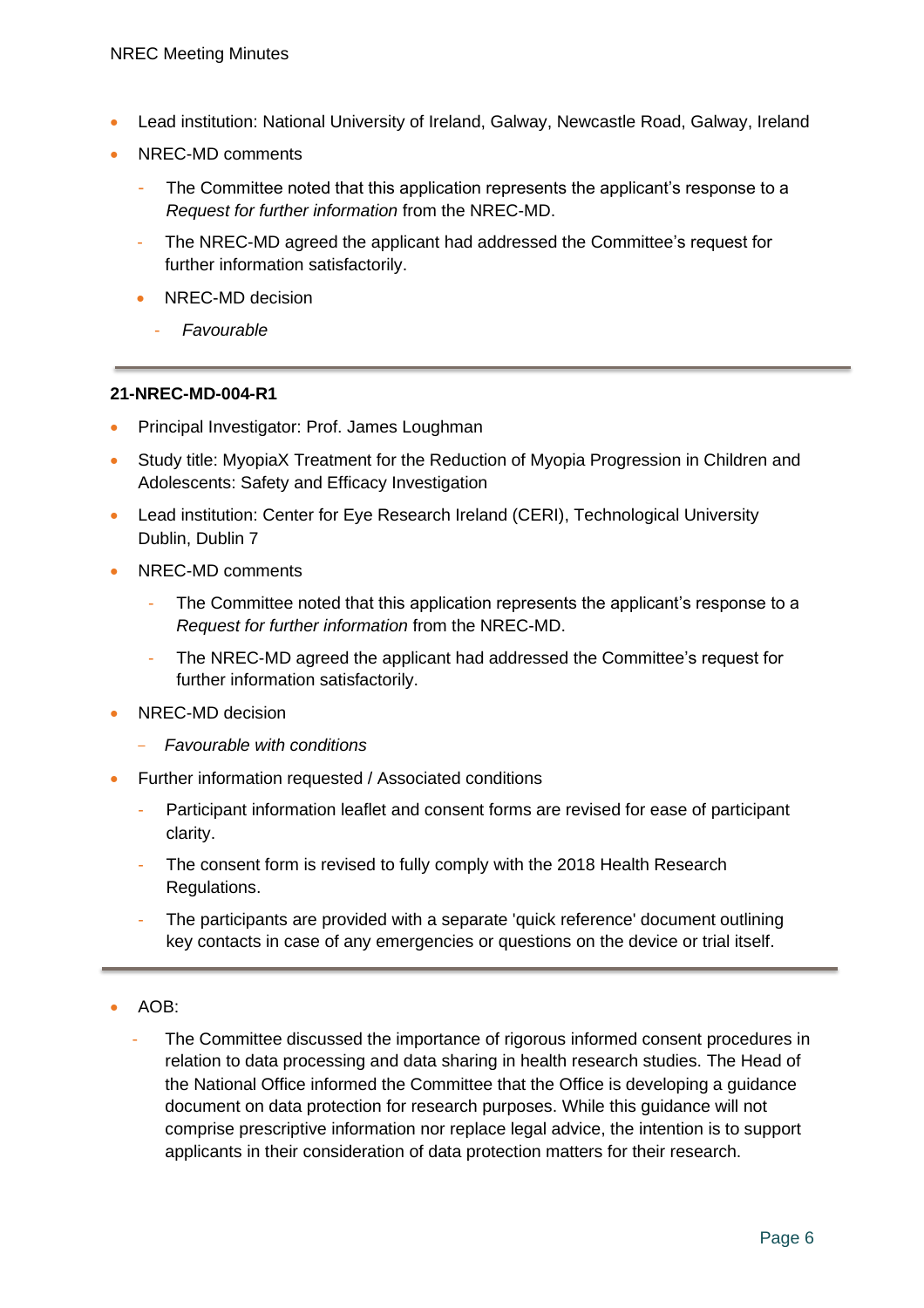- Lead institution: National University of Ireland, Galway, Newcastle Road, Galway, Ireland
- NREC-MD comments
  - The Committee noted that this application represents the applicant's response to a *Request for further information* from the NREC-MD.
  - The NREC-MD agreed the applicant had addressed the Committee's request for further information satisfactorily.
  - NREC-MD decision
    - *Favourable*

---

**21-NREC-MD-004-R1**

- Principal Investigator: Prof. James Loughman
- Study title: MyopiaX Treatment for the Reduction of Myopia Progression in Children and Adolescents: Safety and Efficacy Investigation
- Lead institution: Center for Eye Research Ireland (CERI), Technological University Dublin, Dublin 7
- NREC-MD comments
  - The Committee noted that this application represents the applicant's response to a *Request for further information* from the NREC-MD.
  - The NREC-MD agreed the applicant had addressed the Committee's request for further information satisfactorily.
- NREC-MD decision
  - *Favourable with conditions*
- Further information requested / Associated conditions
  - Participant information leaflet and consent forms are revised for ease of participant clarity.
  - The consent form is revised to fully comply with the 2018 Health Research Regulations.
  - The participants are provided with a separate 'quick reference' document outlining key contacts in case of any emergencies or questions on the device or trial itself.

---

- AOB:
  - The Committee discussed the importance of rigorous informed consent procedures in relation to data processing and data sharing in health research studies. The Head of the National Office informed the Committee that the Office is developing a guidance document on data protection for research purposes. While this guidance will not comprise prescriptive information nor replace legal advice, the intention is to support applicants in their consideration of data protection matters for their research.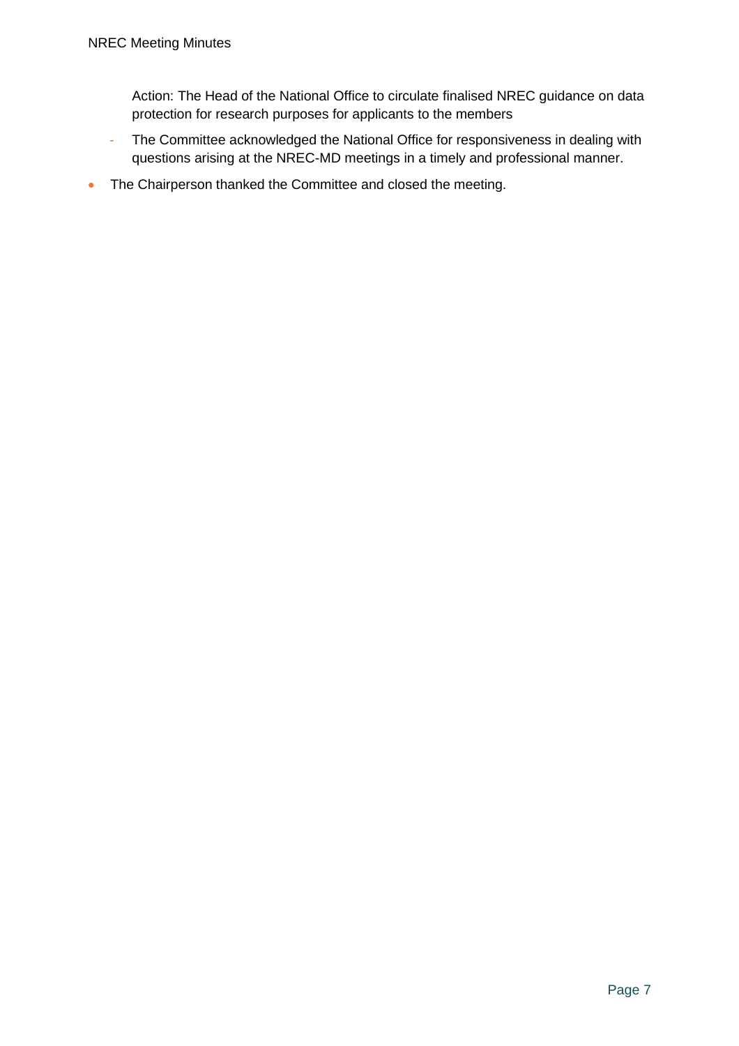Action: The Head of the National Office to circulate finalised NREC guidance on data protection for research purposes for applicants to the members

  - The Committee acknowledged the National Office for responsiveness in dealing with questions arising at the NREC-MD meetings in a timely and professional manner.

- The Chairperson thanked the Committee and closed the meeting.